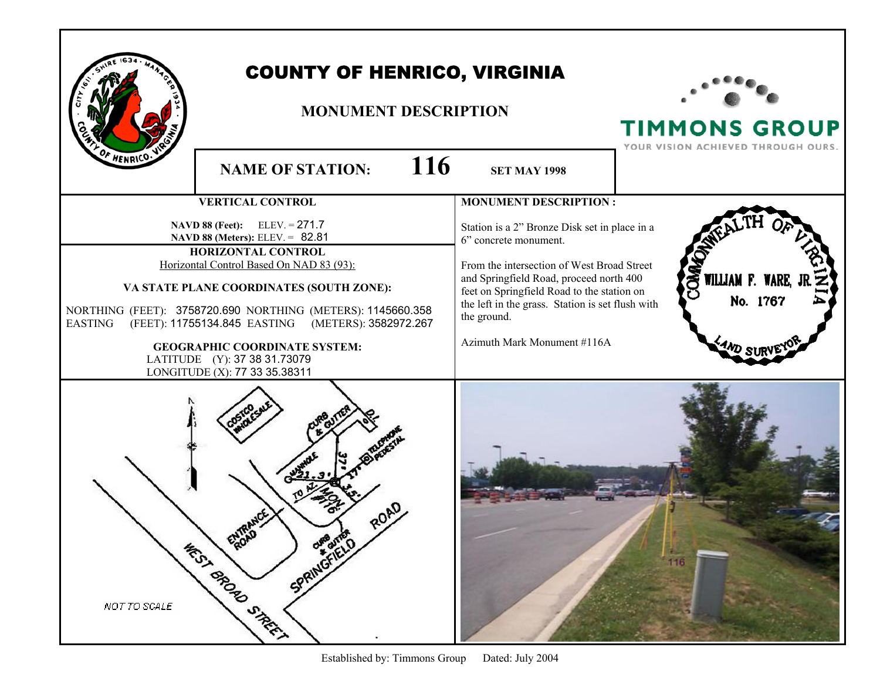# COUNTY OF HENRICO, VIRGINIA

## MONUMENT DESCRIPTION

TIMMONS GROUP
YOUR VISION ACHIEVED THROUGH OURS.

**NAME OF STATION:** **116** **SET MAY 1998**

### VERTICAL CONTROL

**NAVD 88 (Feet):** ELEV. = 271.7
**NAVD 88 (Meters):** ELEV. = 82.81

### HORIZONTAL CONTROL

Horizontal Control Based On NAD 83 (93):

**VA STATE PLANE COORDINATES (SOUTH ZONE):**

NORTHING (FEET): 3758720.690 NORTHING (METERS): 1145660.358
EASTING (FEET): 11755134.845 EASTING (METERS): 3582972.267

**GEOGRAPHIC COORDINATE SYSTEM:**

LATITUDE (Y): 37 38 31.73079
LONGITUDE (X): 77 33 35.38311

### MONUMENT DESCRIPTION :

Station is a 2" Bronze Disk set in place in a 6" concrete monument.

From the intersection of West Broad Street and Springfield Road, proceed north 400 feet on Springfield Road to the station on the left in the grass. Station is set flush with the ground.

Azimuth Mark Monument #116A

COMMONWEALTH OF VIRGINIA
WILLIAM F. WARE, JR.
No. 1767
LAND SURVEYOR

COSTCO WHOLESALE
CURB & GUTTER
D.I.
TELEPHONE PEDESTAL
MANHOLE
21.3'
37.'
17'
3.5'
TO AZ.
MON. #116
ENTRANCE ROAD
CURB & GUTTER
SPRINGFIELD ROAD
WEST BROAD STREET
NOT TO SCALE

Established by: Timmons Group Dated: July 2004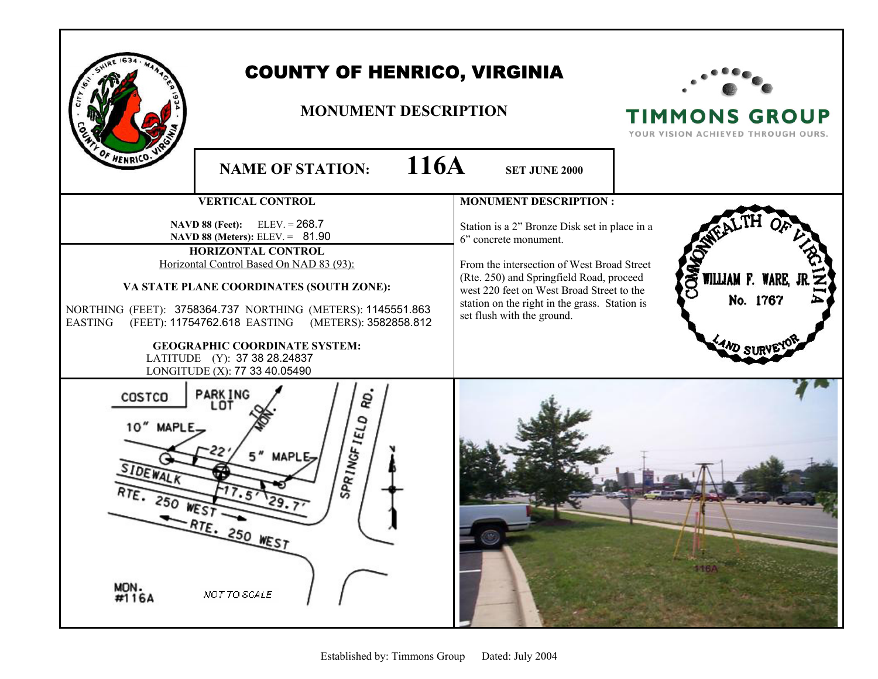# COUNTY OF HENRICO, VIRGINIA

## MONUMENT DESCRIPTION

TIMMONS GROUP
YOUR VISION ACHIEVED THROUGH OURS.

**NAME OF STATION:** **116A** **SET JUNE 2000**

### VERTICAL CONTROL

**NAVD 88 (Feet):** ELEV. = 268.7
**NAVD 88 (Meters):** ELEV. = 81.90

### HORIZONTAL CONTROL

Horizontal Control Based On NAD 83 (93):

**VA STATE PLANE COORDINATES (SOUTH ZONE):**

NORTHING (FEET): 3758364.737 NORTHING (METERS): 1145551.863
EASTING (FEET): 11754762.618 EASTING (METERS): 3582858.812

**GEOGRAPHIC COORDINATE SYSTEM:**

LATITUDE (Y): 37 38 28.24837
LONGITUDE (X): 77 33 40.05490

### MONUMENT DESCRIPTION :

Station is a 2" Bronze Disk set in place in a 6" concrete monument.

From the intersection of West Broad Street (Rte. 250) and Springfield Road, proceed west 220 feet on West Broad Street to the station on the right in the grass. Station is set flush with the ground.

COMMONWEALTH OF VIRGINIA
WILLIAM F. WARE, JR.
No. 1767
LAND SURVEYOR

COSTCO
PARKING LOT
TO MON.
10" MAPLE
22'
5" MAPLE
SIDEWALK
17.5'
29.7'
SPRINGFIELD RD.
RTE. 250 WEST
RTE. 250 WEST
MON. #116A
NOT TO SCALE

116A

Established by: Timmons Group Dated: July 2004